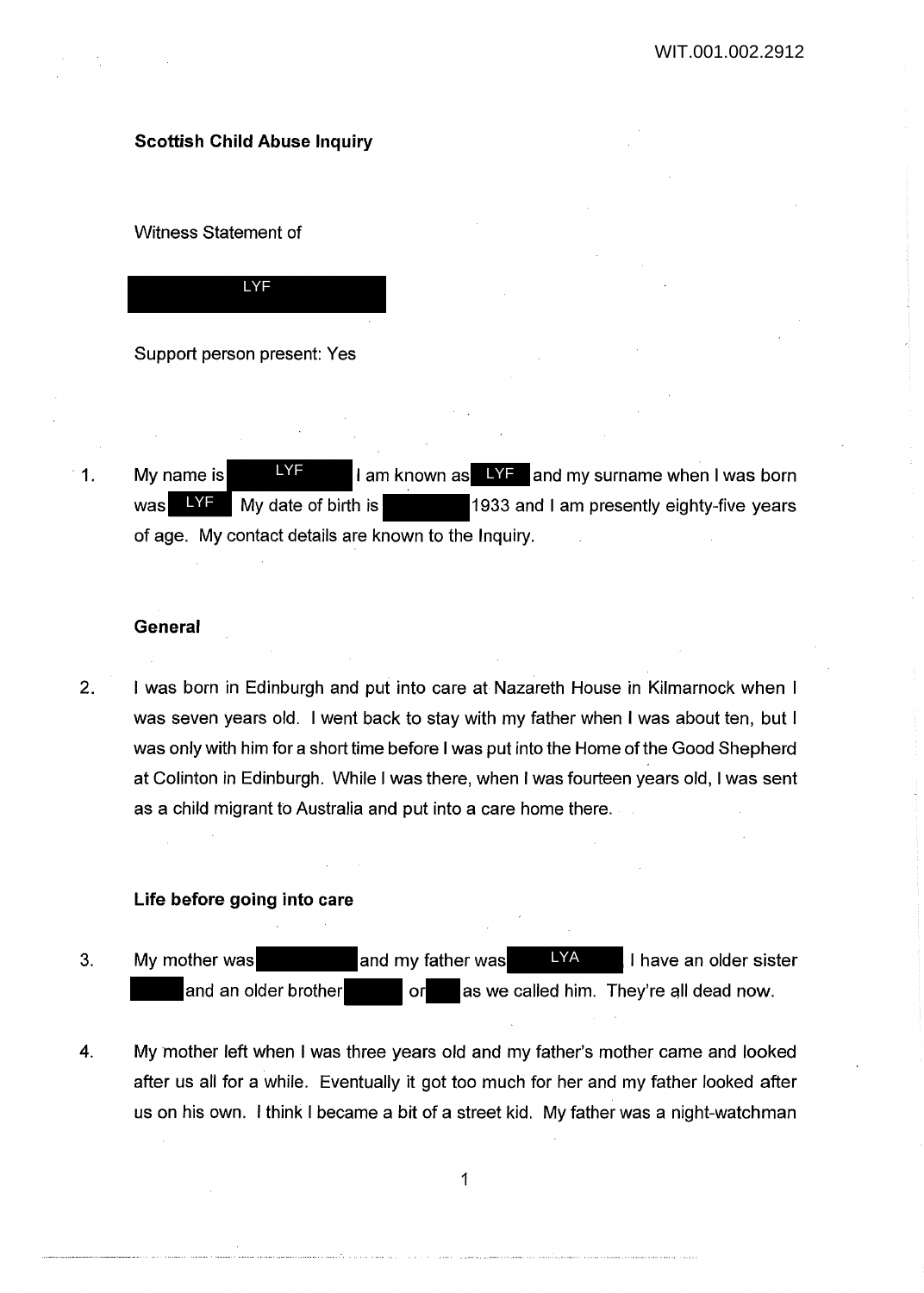**Scottish Child Abuse Inquiry**

Witness Statement of

LYF

Support person present: Yes

1. My name is LYF I am known as LYF and my surname when I was born was LYF My date of birth is 1933 and I am presently eighty-five years of age. My contact details are known to the Inquiry.

**General**

2. I was born in Edinburgh and put into care at Nazareth House in Kilmarnock when I was seven years old. I went back to stay with my father when I was about ten, but I was only with him for a short time before I was put into the Home of the Good Shepherd at Colinton in Edinburgh. While I was there, when I was fourteen years old, I was sent as a child migrant to Australia and put into a care home there.

**Life before going into care**

3. My mother was and my father was LYA I have an older sister and an older brother or as we called him. They're all dead now.

4. My mother left when I was three years old and my father's mother came and looked after us all for a while. Eventually it got too much for her and my father looked after us on his own. I think I became a bit of a street kid. My father was a night-watchman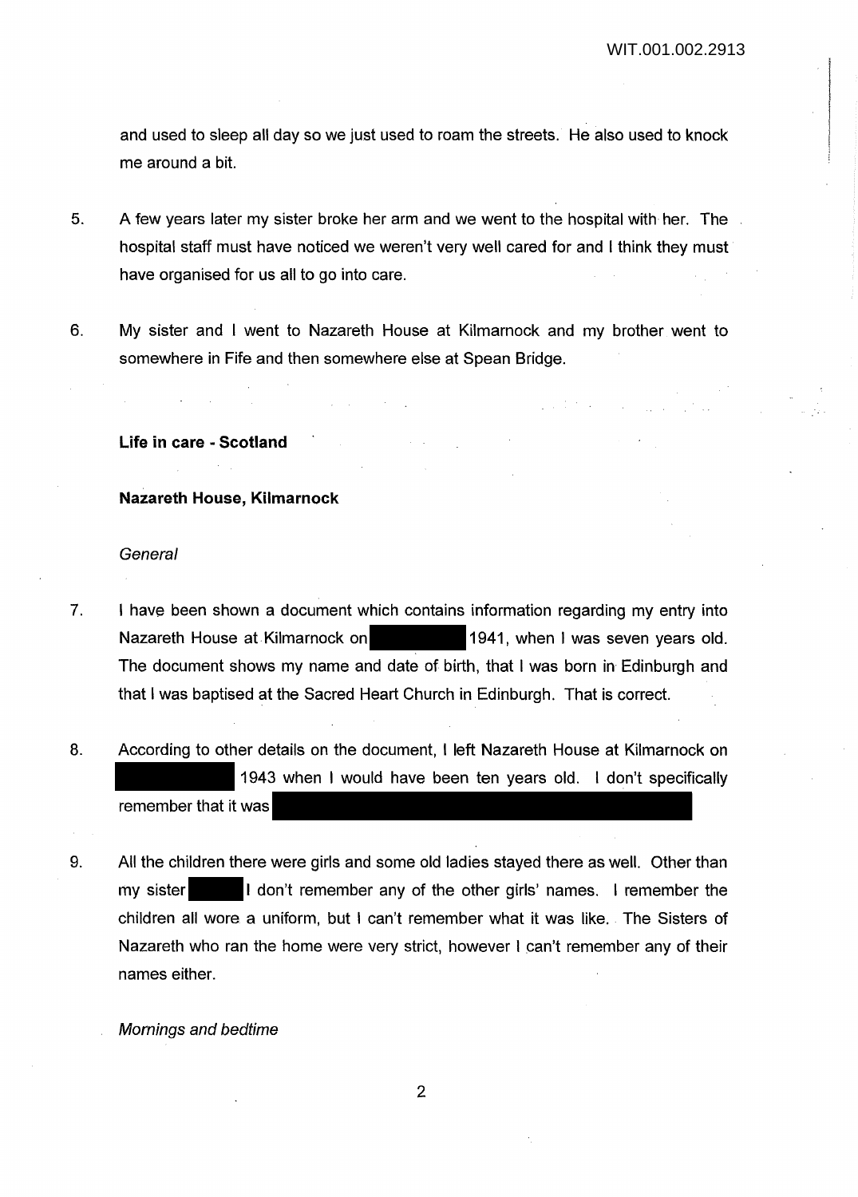and used to sleep all day so we just used to roam the streets. He also used to knock me around a bit.

5. A few years later my sister broke her arm and we went to the hospital with her. The hospital staff must have noticed we weren't very well cared for and I think they must have organised for us all to go into care.

6. My sister and I went to Nazareth House at Kilmarnock and my brother went to somewhere in Fife and then somewhere else at Spean Bridge.

**Life in care - Scotland**

**Nazareth House, Kilmarnock**

*General*

7. I have been shown a document which contains information regarding my entry into Nazareth House at Kilmarnock on [REDACTED] 1941, when I was seven years old. The document shows my name and date of birth, that I was born in Edinburgh and that I was baptised at the Sacred Heart Church in Edinburgh. That is correct.

8. According to other details on the document, I left Nazareth House at Kilmarnock on [REDACTED] 1943 when I would have been ten years old. I don't specifically remember that it was [REDACTED]

9. All the children there were girls and some old ladies stayed there as well. Other than my sister [REDACTED] I don't remember any of the other girls' names. I remember the children all wore a uniform, but I can't remember what it was like. The Sisters of Nazareth who ran the home were very strict, however I can't remember any of their names either.

*Mornings and bedtime*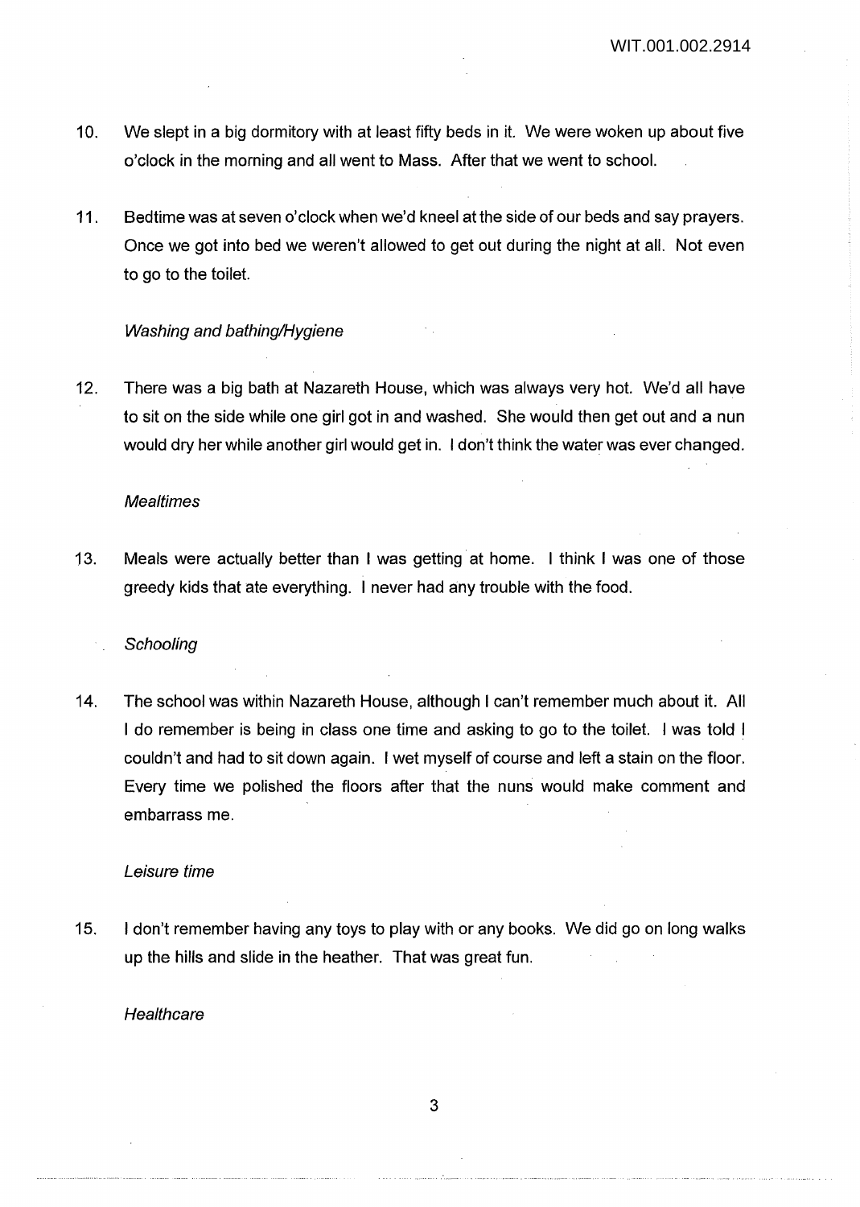10. We slept in a big dormitory with at least fifty beds in it. We were woken up about five o'clock in the morning and all went to Mass. After that we went to school.

11. Bedtime was at seven o'clock when we'd kneel at the side of our beds and say prayers. Once we got into bed we weren't allowed to get out during the night at all. Not even to go to the toilet.

*Washing and bathing/Hygiene*

12. There was a big bath at Nazareth House, which was always very hot. We'd all have to sit on the side while one girl got in and washed. She would then get out and a nun would dry her while another girl would get in. I don't think the water was ever changed.

*Mealtimes*

13. Meals were actually better than I was getting at home. I think I was one of those greedy kids that ate everything. I never had any trouble with the food.

*Schooling*

14. The school was within Nazareth House, although I can't remember much about it. All I do remember is being in class one time and asking to go to the toilet. I was told I couldn't and had to sit down again. I wet myself of course and left a stain on the floor. Every time we polished the floors after that the nuns would make comment and embarrass me.

*Leisure time*

15. I don't remember having any toys to play with or any books. We did go on long walks up the hills and slide in the heather. That was great fun.

*Healthcare*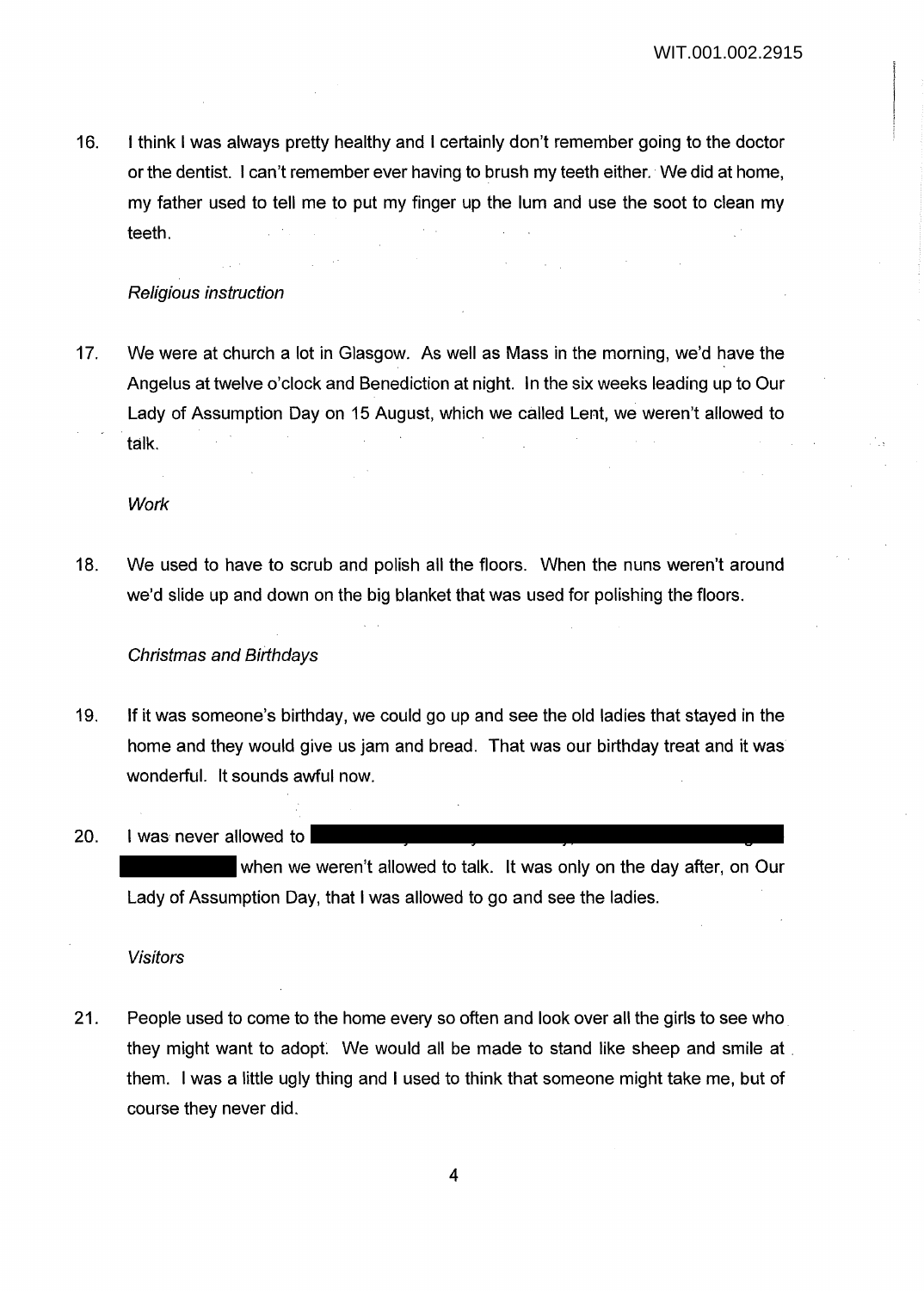16. I think I was always pretty healthy and I certainly don't remember going to the doctor or the dentist. I can't remember ever having to brush my teeth either. We did at home, my father used to tell me to put my finger up the lum and use the soot to clean my teeth.

*Religious instruction*

17. We were at church a lot in Glasgow. As well as Mass in the morning, we'd have the Angelus at twelve o'clock and Benediction at night. In the six weeks leading up to Our Lady of Assumption Day on 15 August, which we called Lent, we weren't allowed to talk.

*Work*

18. We used to have to scrub and polish all the floors. When the nuns weren't around we'd slide up and down on the big blanket that was used for polishing the floors.

*Christmas and Birthdays*

19. If it was someone's birthday, we could go up and see the old ladies that stayed in the home and they would give us jam and bread. That was our birthday treat and it was wonderful. It sounds awful now.

20. I was never allowed to [REDACTED] when we weren't allowed to talk. It was only on the day after, on Our Lady of Assumption Day, that I was allowed to go and see the ladies.

*Visitors*

21. People used to come to the home every so often and look over all the girls to see who they might want to adopt. We would all be made to stand like sheep and smile at them. I was a little ugly thing and I used to think that someone might take me, but of course they never did.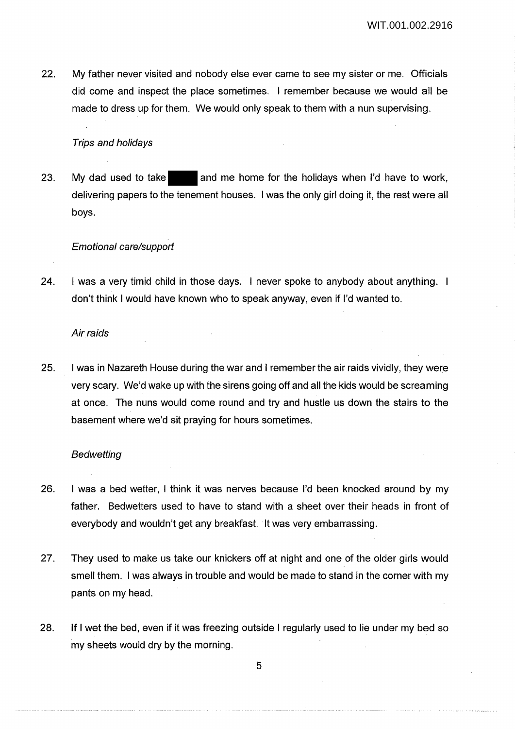22. My father never visited and nobody else ever came to see my sister or me. Officials did come and inspect the place sometimes. I remember because we would all be made to dress up for them. We would only speak to them with a nun supervising.

*Trips and holidays*

23. My dad used to take ███ and me home for the holidays when I'd have to work, delivering papers to the tenement houses. I was the only girl doing it, the rest were all boys.

*Emotional care/support*

24. I was a very timid child in those days. I never spoke to anybody about anything. I don't think I would have known who to speak anyway, even if I'd wanted to.

*Air raids*

25. I was in Nazareth House during the war and I remember the air raids vividly, they were very scary. We'd wake up with the sirens going off and all the kids would be screaming at once. The nuns would come round and try and hustle us down the stairs to the basement where we'd sit praying for hours sometimes.

*Bedwetting*

26. I was a bed wetter, I think it was nerves because I'd been knocked around by my father. Bedwetters used to have to stand with a sheet over their heads in front of everybody and wouldn't get any breakfast. It was very embarrassing.

27. They used to make us take our knickers off at night and one of the older girls would smell them. I was always in trouble and would be made to stand in the corner with my pants on my head.

28. If I wet the bed, even if it was freezing outside I regularly used to lie under my bed so my sheets would dry by the morning.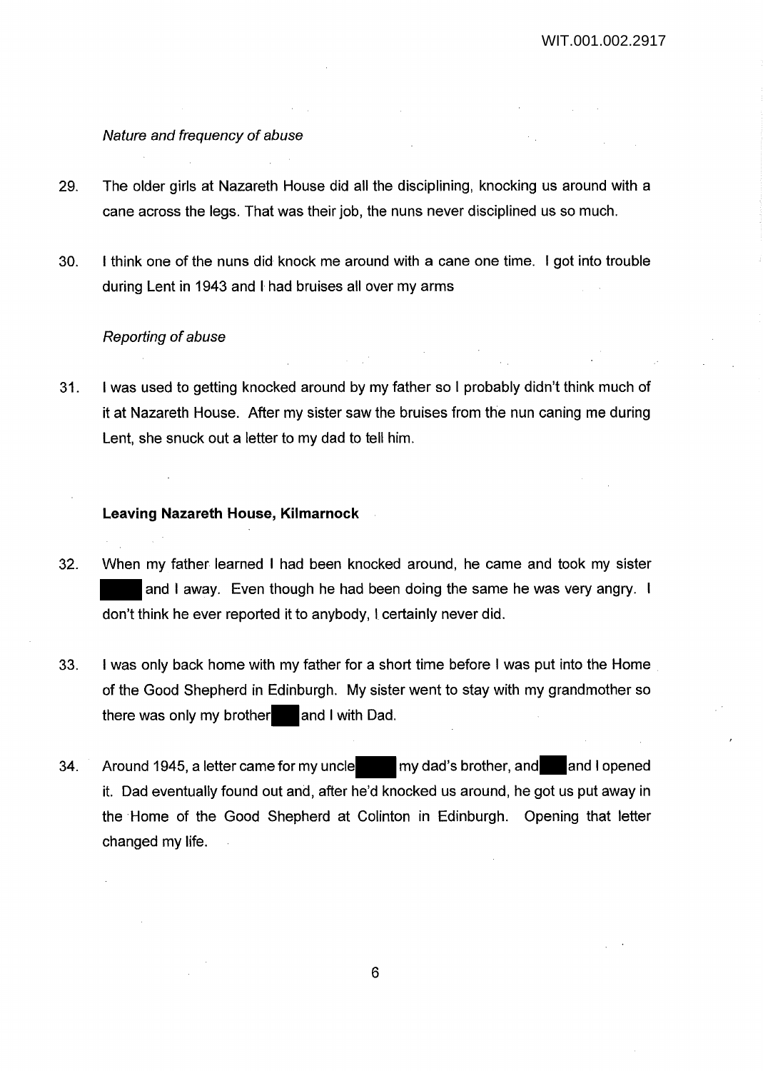*Nature and frequency of abuse*

29. The older girls at Nazareth House did all the disciplining, knocking us around with a cane across the legs. That was their job, the nuns never disciplined us so much.

30. I think one of the nuns did knock me around with a cane one time. I got into trouble during Lent in 1943 and I had bruises all over my arms

*Reporting of abuse*

31. I was used to getting knocked around by my father so I probably didn't think much of it at Nazareth House. After my sister saw the bruises from the nun caning me during Lent, she snuck out a letter to my dad to tell him.

**Leaving Nazareth House, Kilmarnock**

32. When my father learned I had been knocked around, he came and took my sister ████ and I away. Even though he had been doing the same he was very angry. I don't think he ever reported it to anybody, I certainly never did.

33. I was only back home with my father for a short time before I was put into the Home of the Good Shepherd in Edinburgh. My sister went to stay with my grandmother so there was only my brother ███ and I with Dad.

34. Around 1945, a letter came for my uncle ████ my dad's brother, and ███ and I opened it. Dad eventually found out and, after he'd knocked us around, he got us put away in the Home of the Good Shepherd at Colinton in Edinburgh. Opening that letter changed my life.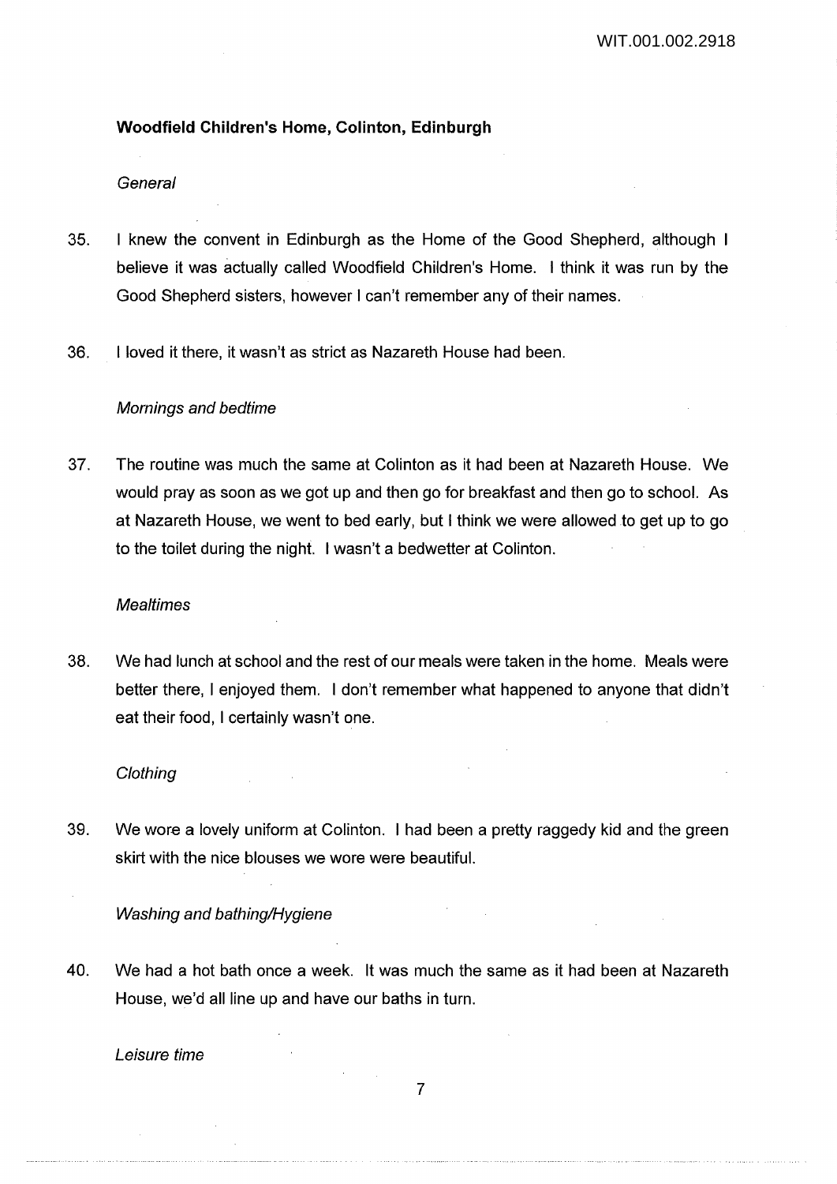**Woodfield Children's Home, Colinton, Edinburgh**

*General*

35. I knew the convent in Edinburgh as the Home of the Good Shepherd, although I believe it was actually called Woodfield Children's Home. I think it was run by the Good Shepherd sisters, however I can't remember any of their names.

36. I loved it there, it wasn't as strict as Nazareth House had been.

*Mornings and bedtime*

37. The routine was much the same at Colinton as it had been at Nazareth House. We would pray as soon as we got up and then go for breakfast and then go to school. As at Nazareth House, we went to bed early, but I think we were allowed to get up to go to the toilet during the night. I wasn't a bedwetter at Colinton.

*Mealtimes*

38. We had lunch at school and the rest of our meals were taken in the home. Meals were better there, I enjoyed them. I don't remember what happened to anyone that didn't eat their food, I certainly wasn't one.

*Clothing*

39. We wore a lovely uniform at Colinton. I had been a pretty raggedy kid and the green skirt with the nice blouses we wore were beautiful.

*Washing and bathing/Hygiene*

40. We had a hot bath once a week. It was much the same as it had been at Nazareth House, we'd all line up and have our baths in turn.

*Leisure time*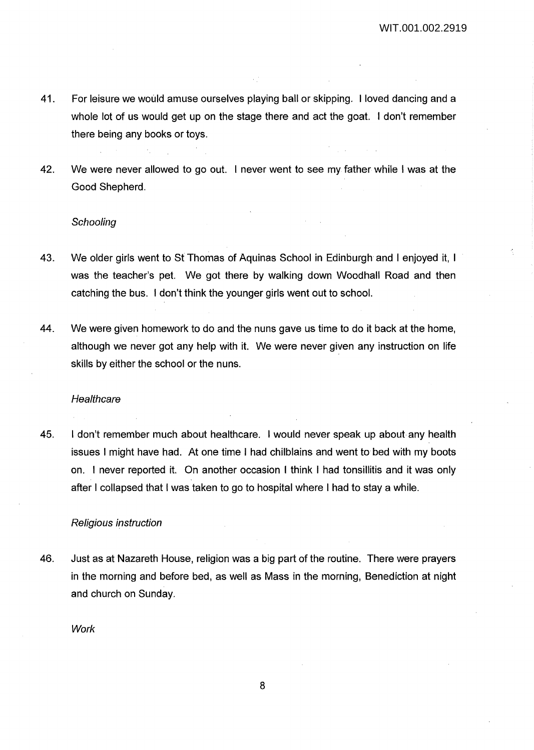41. For leisure we would amuse ourselves playing ball or skipping. I loved dancing and a whole lot of us would get up on the stage there and act the goat. I don't remember there being any books or toys.

42. We were never allowed to go out. I never went to see my father while I was at the Good Shepherd.

*Schooling*

43. We older girls went to St Thomas of Aquinas School in Edinburgh and I enjoyed it, I was the teacher's pet. We got there by walking down Woodhall Road and then catching the bus. I don't think the younger girls went out to school.

44. We were given homework to do and the nuns gave us time to do it back at the home, although we never got any help with it. We were never given any instruction on life skills by either the school or the nuns.

*Healthcare*

45. I don't remember much about healthcare. I would never speak up about any health issues I might have had. At one time I had chilblains and went to bed with my boots on. I never reported it. On another occasion I think I had tonsillitis and it was only after I collapsed that I was taken to go to hospital where I had to stay a while.

*Religious instruction*

46. Just as at Nazareth House, religion was a big part of the routine. There were prayers in the morning and before bed, as well as Mass in the morning, Benediction at night and church on Sunday.

*Work*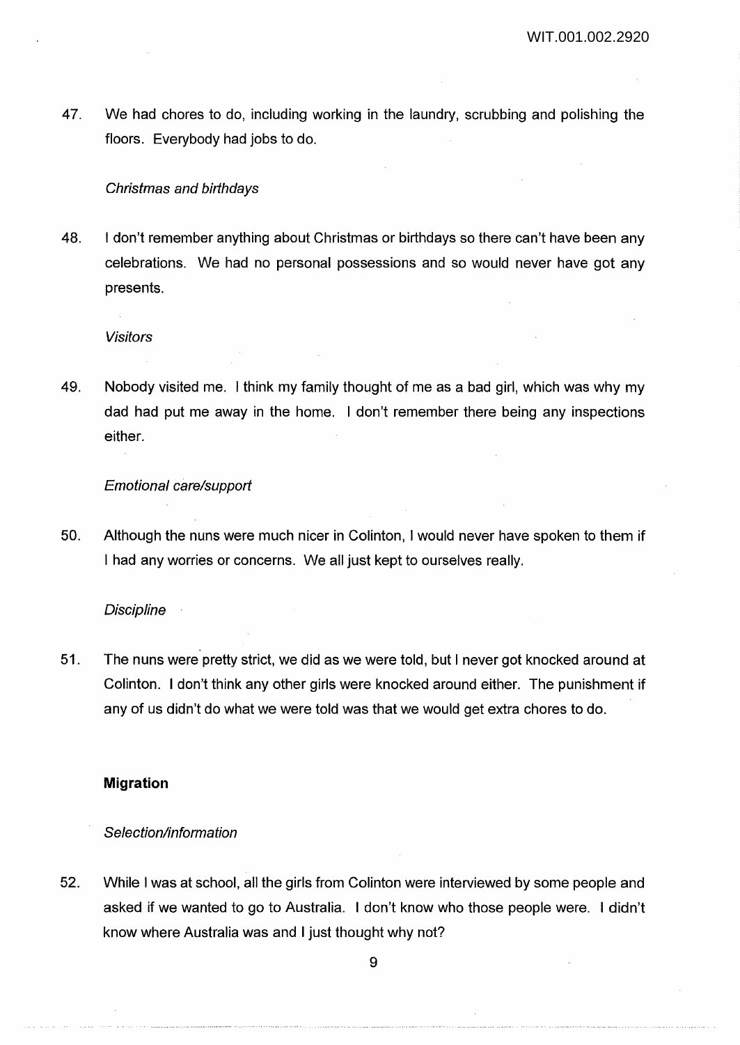47. We had chores to do, including working in the laundry, scrubbing and polishing the floors. Everybody had jobs to do.

*Christmas and birthdays*

48. I don't remember anything about Christmas or birthdays so there can't have been any celebrations. We had no personal possessions and so would never have got any presents.

*Visitors*

49. Nobody visited me. I think my family thought of me as a bad girl, which was why my dad had put me away in the home. I don't remember there being any inspections either.

*Emotional care/support*

50. Although the nuns were much nicer in Colinton, I would never have spoken to them if I had any worries or concerns. We all just kept to ourselves really.

*Discipline*

51. The nuns were pretty strict, we did as we were told, but I never got knocked around at Colinton. I don't think any other girls were knocked around either. The punishment if any of us didn't do what we were told was that we would get extra chores to do.

**Migration**

*Selection/information*

52. While I was at school, all the girls from Colinton were interviewed by some people and asked if we wanted to go to Australia. I don't know who those people were. I didn't know where Australia was and I just thought why not?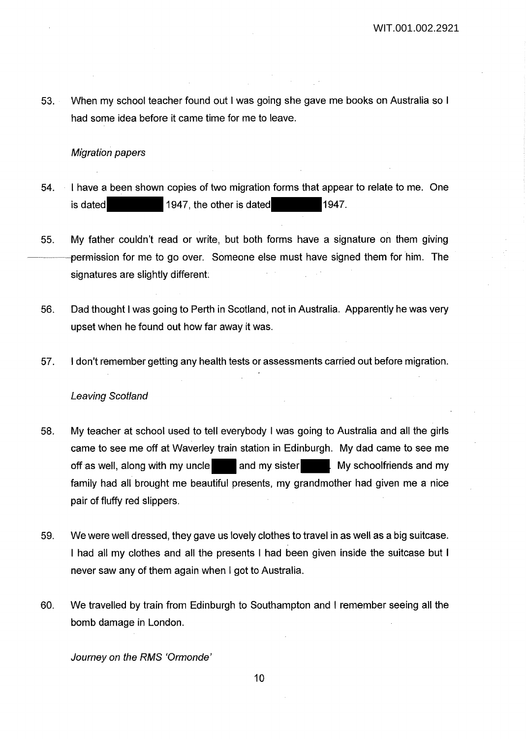53. When my school teacher found out I was going she gave me books on Australia so I had some idea before it came time for me to leave.

*Migration papers*

54. I have a been shown copies of two migration forms that appear to relate to me. One is dated 1947, the other is dated 1947.

55. My father couldn't read or write, but both forms have a signature on them giving permission for me to go over. Someone else must have signed them for him. The signatures are slightly different.

56. Dad thought I was going to Perth in Scotland, not in Australia. Apparently he was very upset when he found out how far away it was.

57. I don't remember getting any health tests or assessments carried out before migration.

*Leaving Scotland*

58. My teacher at school used to tell everybody I was going to Australia and all the girls came to see me off at Waverley train station in Edinburgh. My dad came to see me off as well, along with my uncle and my sister. My schoolfriends and my family had all brought me beautiful presents, my grandmother had given me a nice pair of fluffy red slippers.

59. We were well dressed, they gave us lovely clothes to travel in as well as a big suitcase. I had all my clothes and all the presents I had been given inside the suitcase but I never saw any of them again when I got to Australia.

60. We travelled by train from Edinburgh to Southampton and I remember seeing all the bomb damage in London.

*Journey on the RMS 'Ormonde'*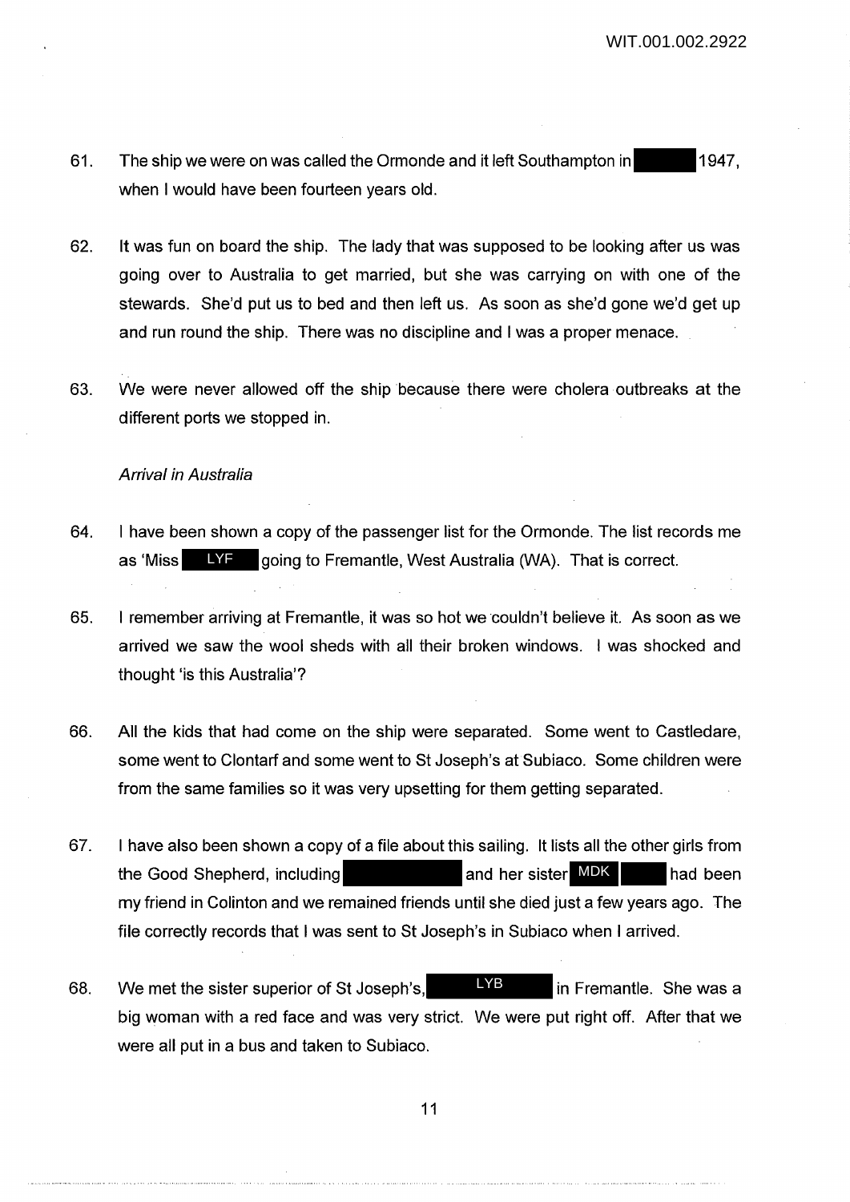61. The ship we were on was called the Ormonde and it left Southampton in 1947, when I would have been fourteen years old.

62. It was fun on board the ship. The lady that was supposed to be looking after us was going over to Australia to get married, but she was carrying on with one of the stewards. She'd put us to bed and then left us. As soon as she'd gone we'd get up and run round the ship. There was no discipline and I was a proper menace.

63. We were never allowed off the ship because there were cholera outbreaks at the different ports we stopped in.

*Arrival in Australia*

64. I have been shown a copy of the passenger list for the Ormonde. The list records me as 'Miss LYF going to Fremantle, West Australia (WA). That is correct.

65. I remember arriving at Fremantle, it was so hot we couldn't believe it. As soon as we arrived we saw the wool sheds with all their broken windows. I was shocked and thought 'is this Australia'?

66. All the kids that had come on the ship were separated. Some went to Castledare, some went to Clontarf and some went to St Joseph's at Subiaco. Some children were from the same families so it was very upsetting for them getting separated.

67. I have also been shown a copy of a file about this sailing. It lists all the other girls from the Good Shepherd, including and her sister MDK had been my friend in Colinton and we remained friends until she died just a few years ago. The file correctly records that I was sent to St Joseph's in Subiaco when I arrived.

68. We met the sister superior of St Joseph's, LYB in Fremantle. She was a big woman with a red face and was very strict. We were put right off. After that we were all put in a bus and taken to Subiaco.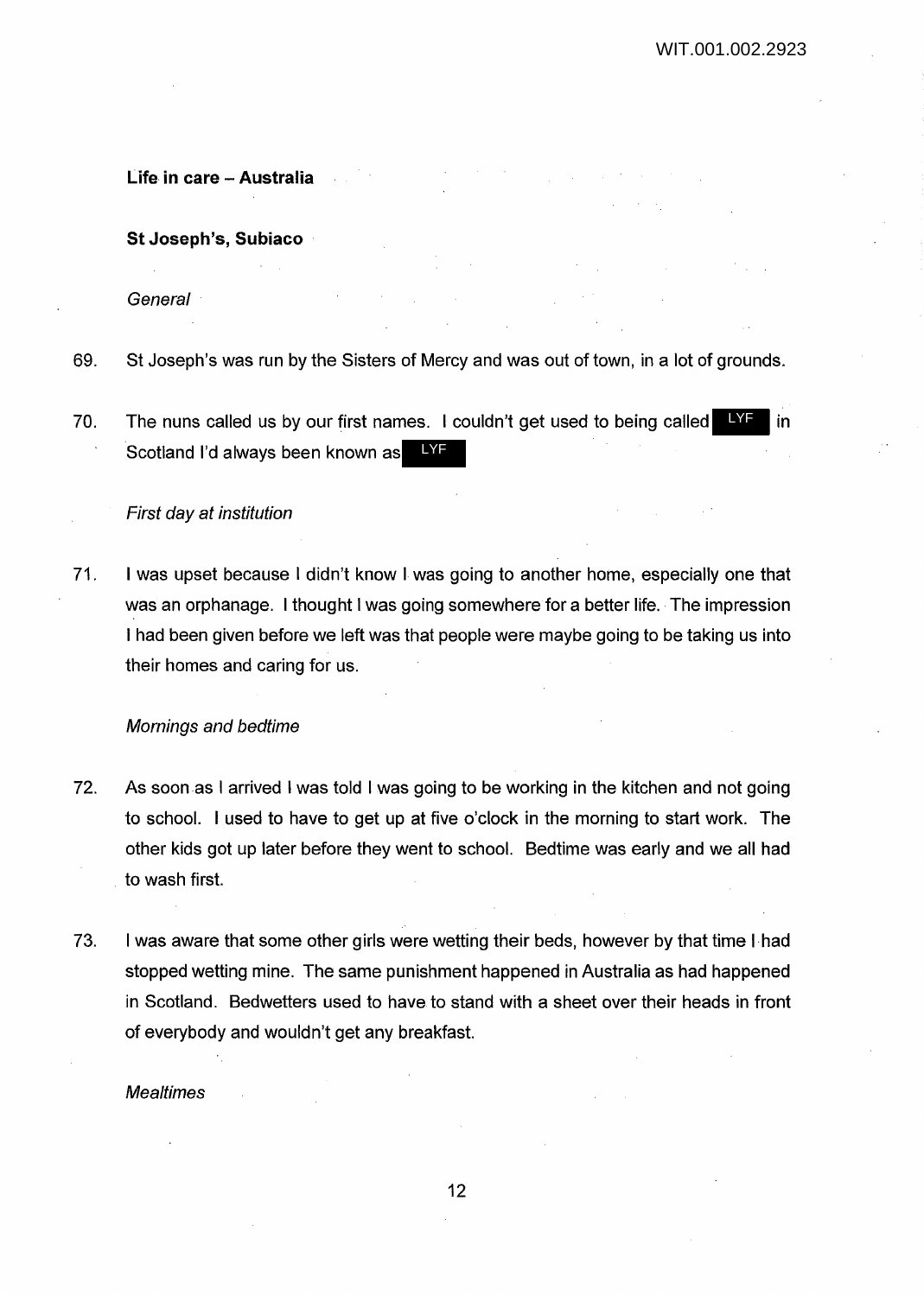**Life in care – Australia**

**St Joseph's, Subiaco**

*General*

69. St Joseph's was run by the Sisters of Mercy and was out of town, in a lot of grounds.

70. The nuns called us by our first names. I couldn't get used to being called LYF in Scotland I'd always been known as LYF

*First day at institution*

71. I was upset because I didn't know I was going to another home, especially one that was an orphanage. I thought I was going somewhere for a better life. The impression I had been given before we left was that people were maybe going to be taking us into their homes and caring for us.

*Mornings and bedtime*

72. As soon as I arrived I was told I was going to be working in the kitchen and not going to school. I used to have to get up at five o'clock in the morning to start work. The other kids got up later before they went to school. Bedtime was early and we all had to wash first.

73. I was aware that some other girls were wetting their beds, however by that time I had stopped wetting mine. The same punishment happened in Australia as had happened in Scotland. Bedwetters used to have to stand with a sheet over their heads in front of everybody and wouldn't get any breakfast.

*Mealtimes*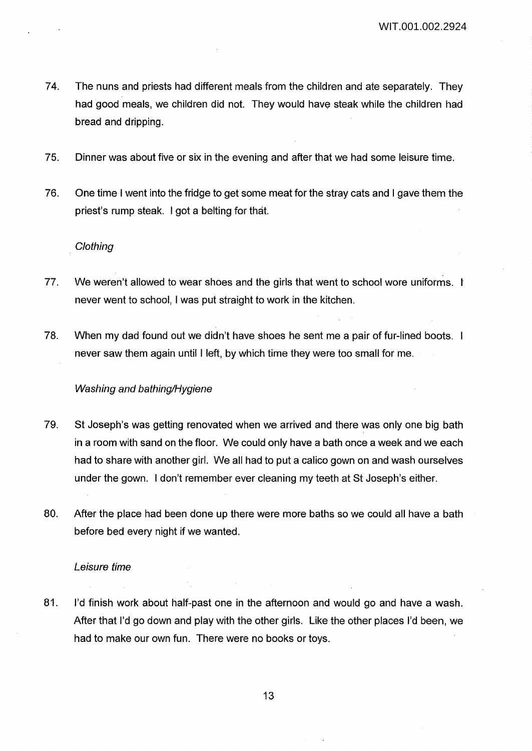74. The nuns and priests had different meals from the children and ate separately. They had good meals, we children did not. They would have steak while the children had bread and dripping.

75. Dinner was about five or six in the evening and after that we had some leisure time.

76. One time I went into the fridge to get some meat for the stray cats and I gave them the priest's rump steak. I got a belting for that.

*Clothing*

77. We weren't allowed to wear shoes and the girls that went to school wore uniforms. I never went to school, I was put straight to work in the kitchen.

78. When my dad found out we didn't have shoes he sent me a pair of fur-lined boots. I never saw them again until I left, by which time they were too small for me.

*Washing and bathing/Hygiene*

79. St Joseph's was getting renovated when we arrived and there was only one big bath in a room with sand on the floor. We could only have a bath once a week and we each had to share with another girl. We all had to put a calico gown on and wash ourselves under the gown. I don't remember ever cleaning my teeth at St Joseph's either.

80. After the place had been done up there were more baths so we could all have a bath before bed every night if we wanted.

*Leisure time*

81. I'd finish work about half-past one in the afternoon and would go and have a wash. After that I'd go down and play with the other girls. Like the other places I'd been, we had to make our own fun. There were no books or toys.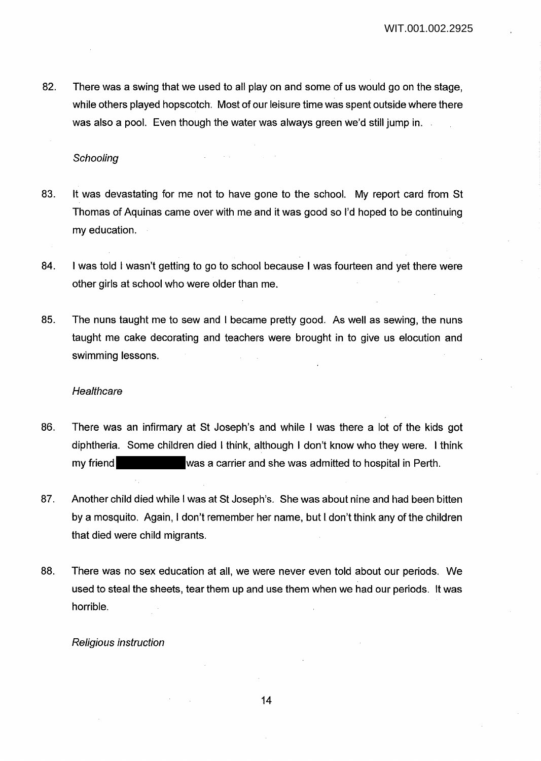82. There was a swing that we used to all play on and some of us would go on the stage, while others played hopscotch. Most of our leisure time was spent outside where there was also a pool. Even though the water was always green we'd still jump in.

*Schooling*

83. It was devastating for me not to have gone to the school. My report card from St Thomas of Aquinas came over with me and it was good so I'd hoped to be continuing my education.

84. I was told I wasn't getting to go to school because I was fourteen and yet there were other girls at school who were older than me.

85. The nuns taught me to sew and I became pretty good. As well as sewing, the nuns taught me cake decorating and teachers were brought in to give us elocution and swimming lessons.

*Healthcare*

86. There was an infirmary at St Joseph's and while I was there a lot of the kids got diphtheria. Some children died I think, although I don't know who they were. I think my friend ██████████ was a carrier and she was admitted to hospital in Perth.

87. Another child died while I was at St Joseph's. She was about nine and had been bitten by a mosquito. Again, I don't remember her name, but I don't think any of the children that died were child migrants.

88. There was no sex education at all, we were never even told about our periods. We used to steal the sheets, tear them up and use them when we had our periods. It was horrible.

*Religious instruction*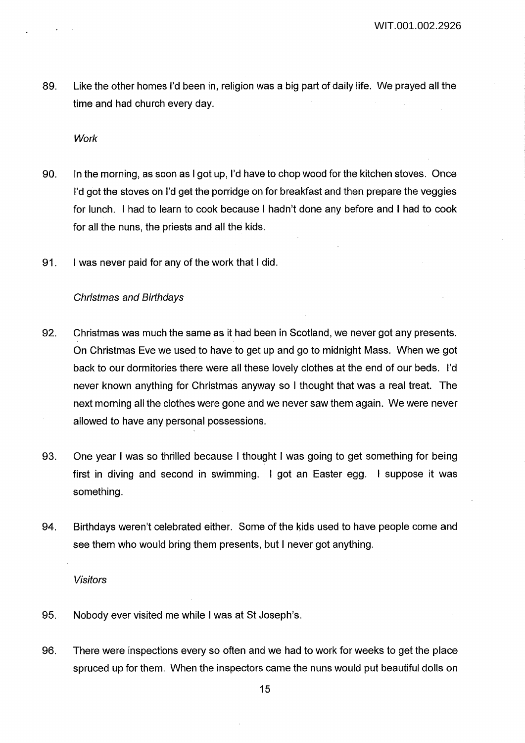89. Like the other homes I'd been in, religion was a big part of daily life. We prayed all the time and had church every day.

*Work*

90. In the morning, as soon as I got up, I'd have to chop wood for the kitchen stoves. Once I'd got the stoves on I'd get the porridge on for breakfast and then prepare the veggies for lunch. I had to learn to cook because I hadn't done any before and I had to cook for all the nuns, the priests and all the kids.

91. I was never paid for any of the work that I did.

*Christmas and Birthdays*

92. Christmas was much the same as it had been in Scotland, we never got any presents. On Christmas Eve we used to have to get up and go to midnight Mass. When we got back to our dormitories there were all these lovely clothes at the end of our beds. I'd never known anything for Christmas anyway so I thought that was a real treat. The next morning all the clothes were gone and we never saw them again. We were never allowed to have any personal possessions.

93. One year I was so thrilled because I thought I was going to get something for being first in diving and second in swimming. I got an Easter egg. I suppose it was something.

94. Birthdays weren't celebrated either. Some of the kids used to have people come and see them who would bring them presents, but I never got anything.

*Visitors*

95. Nobody ever visited me while I was at St Joseph's.

96. There were inspections every so often and we had to work for weeks to get the place spruced up for them. When the inspectors came the nuns would put beautiful dolls on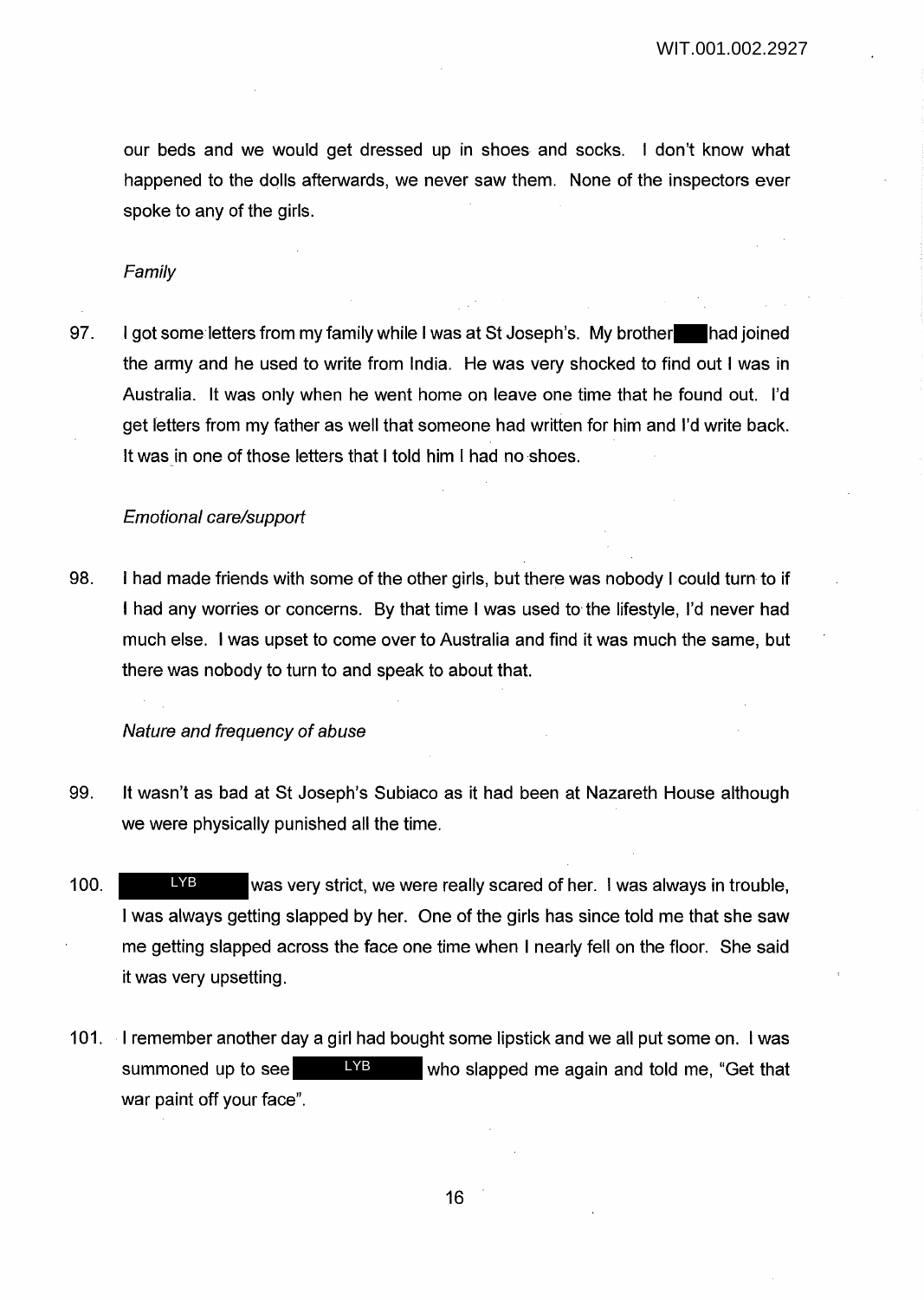our beds and we would get dressed up in shoes and socks. I don't know what happened to the dolls afterwards, we never saw them. None of the inspectors ever spoke to any of the girls.

*Family*

97. I got some letters from my family while I was at St Joseph's. My brother had joined the army and he used to write from India. He was very shocked to find out I was in Australia. It was only when he went home on leave one time that he found out. I'd get letters from my father as well that someone had written for him and I'd write back. It was in one of those letters that I told him I had no shoes.

*Emotional care/support*

98. I had made friends with some of the other girls, but there was nobody I could turn to if I had any worries or concerns. By that time I was used to the lifestyle, I'd never had much else. I was upset to come over to Australia and find it was much the same, but there was nobody to turn to and speak to about that.

*Nature and frequency of abuse*

99. It wasn't as bad at St Joseph's Subiaco as it had been at Nazareth House although we were physically punished all the time.

100. LYB was very strict, we were really scared of her. I was always in trouble, I was always getting slapped by her. One of the girls has since told me that she saw me getting slapped across the face one time when I nearly fell on the floor. She said it was very upsetting.

101. I remember another day a girl had bought some lipstick and we all put some on. I was summoned up to see LYB who slapped me again and told me, "Get that war paint off your face".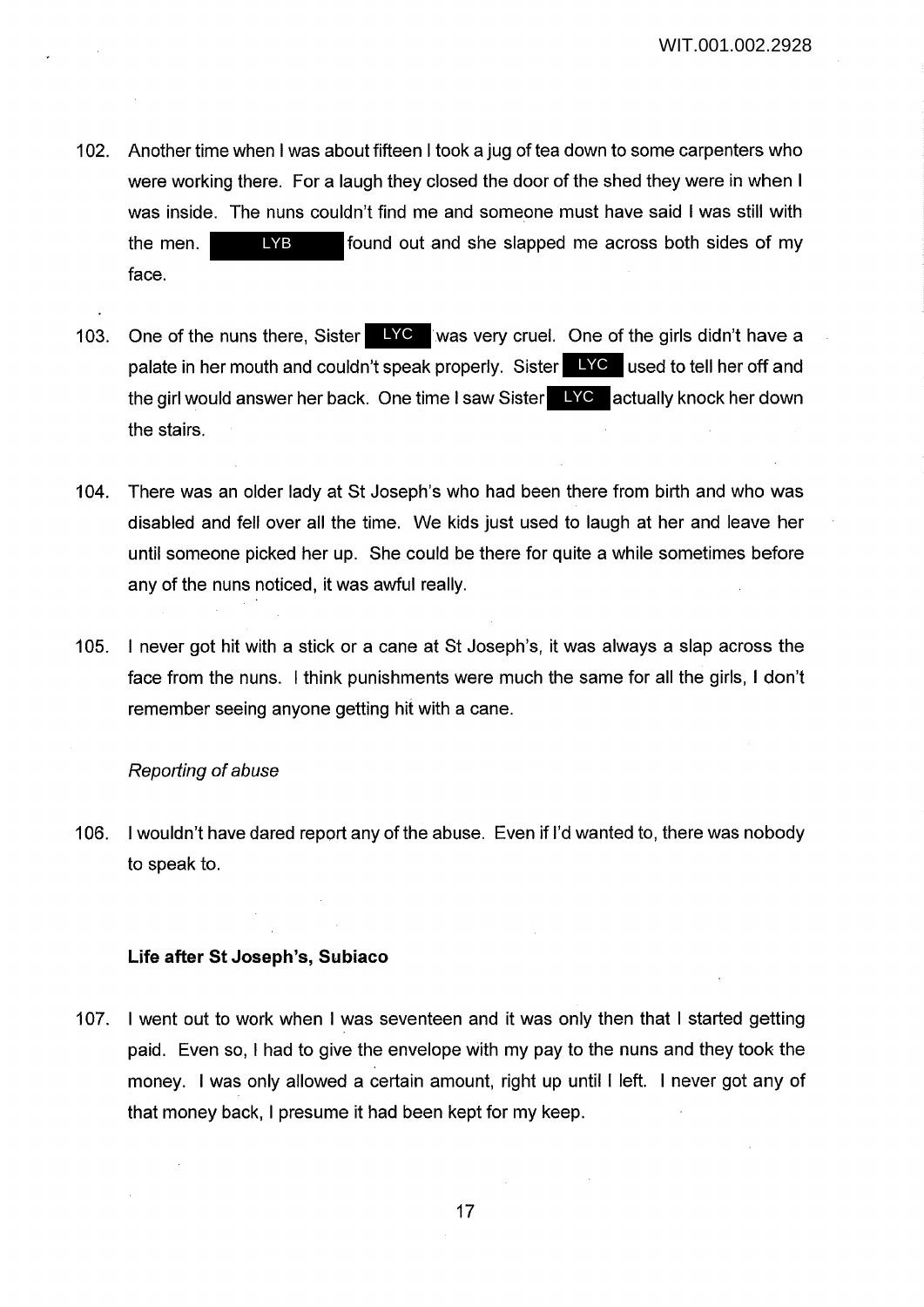102. Another time when I was about fifteen I took a jug of tea down to some carpenters who were working there. For a laugh they closed the door of the shed they were in when I was inside. The nuns couldn't find me and someone must have said I was still with the men. LYB found out and she slapped me across both sides of my face.

103. One of the nuns there, Sister LYC was very cruel. One of the girls didn't have a palate in her mouth and couldn't speak properly. Sister LYC used to tell her off and the girl would answer her back. One time I saw Sister LYC actually knock her down the stairs.

104. There was an older lady at St Joseph's who had been there from birth and who was disabled and fell over all the time. We kids just used to laugh at her and leave her until someone picked her up. She could be there for quite a while sometimes before any of the nuns noticed, it was awful really.

105. I never got hit with a stick or a cane at St Joseph's, it was always a slap across the face from the nuns. I think punishments were much the same for all the girls, I don't remember seeing anyone getting hit with a cane.

*Reporting of abuse*

106. I wouldn't have dared report any of the abuse. Even if I'd wanted to, there was nobody to speak to.

**Life after St Joseph's, Subiaco**

107. I went out to work when I was seventeen and it was only then that I started getting paid. Even so, I had to give the envelope with my pay to the nuns and they took the money. I was only allowed a certain amount, right up until I left. I never got any of that money back, I presume it had been kept for my keep.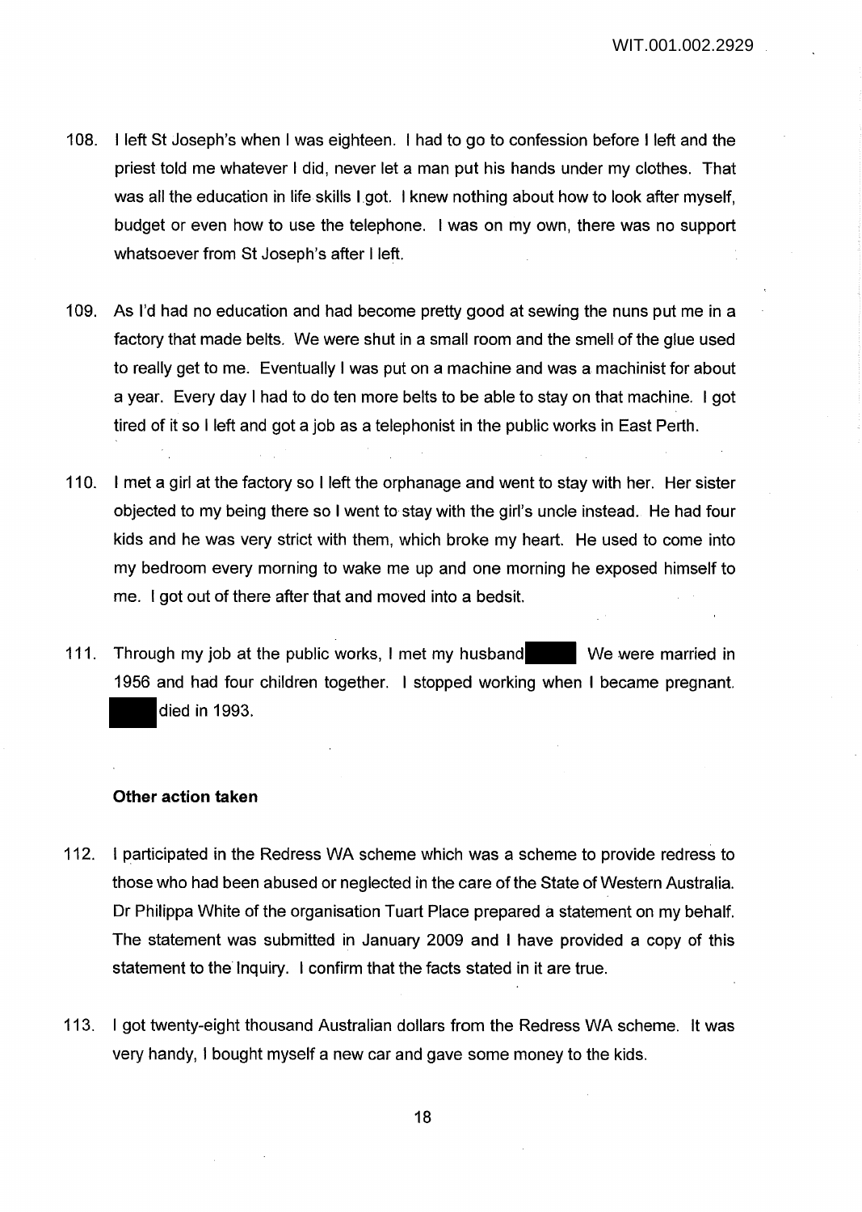108. I left St Joseph's when I was eighteen. I had to go to confession before I left and the priest told me whatever I did, never let a man put his hands under my clothes. That was all the education in life skills I got. I knew nothing about how to look after myself, budget or even how to use the telephone. I was on my own, there was no support whatsoever from St Joseph's after I left.

109. As I'd had no education and had become pretty good at sewing the nuns put me in a factory that made belts. We were shut in a small room and the smell of the glue used to really get to me. Eventually I was put on a machine and was a machinist for about a year. Every day I had to do ten more belts to be able to stay on that machine. I got tired of it so I left and got a job as a telephonist in the public works in East Perth.

110. I met a girl at the factory so I left the orphanage and went to stay with her. Her sister objected to my being there so I went to stay with the girl's uncle instead. He had four kids and he was very strict with them, which broke my heart. He used to come into my bedroom every morning to wake me up and one morning he exposed himself to me. I got out of there after that and moved into a bedsit.

111. Through my job at the public works, I met my husband ████ We were married in 1956 and had four children together. I stopped working when I became pregnant. ████ died in 1993.

**Other action taken**

112. I participated in the Redress WA scheme which was a scheme to provide redress to those who had been abused or neglected in the care of the State of Western Australia. Dr Philippa White of the organisation Tuart Place prepared a statement on my behalf. The statement was submitted in January 2009 and I have provided a copy of this statement to the Inquiry. I confirm that the facts stated in it are true.

113. I got twenty-eight thousand Australian dollars from the Redress WA scheme. It was very handy, I bought myself a new car and gave some money to the kids.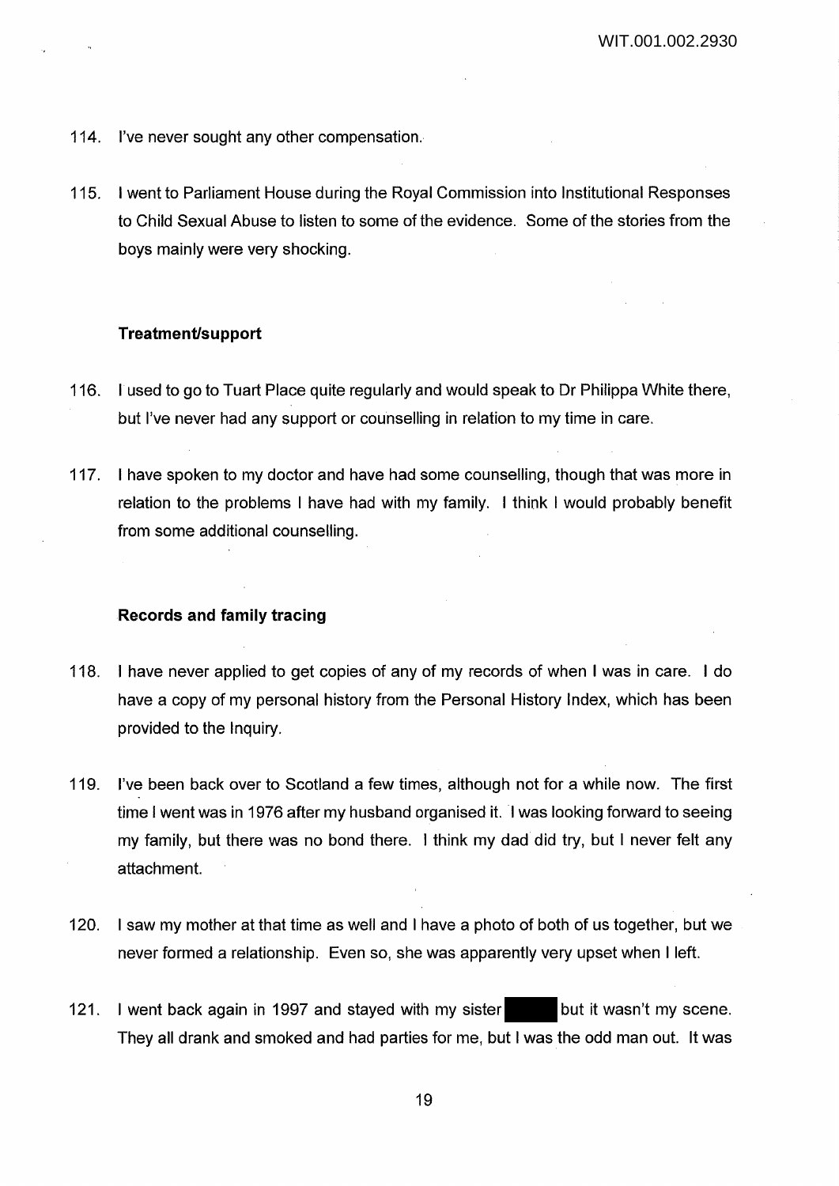114. I've never sought any other compensation.

115. I went to Parliament House during the Royal Commission into Institutional Responses to Child Sexual Abuse to listen to some of the evidence. Some of the stories from the boys mainly were very shocking.

### Treatment/support

116. I used to go to Tuart Place quite regularly and would speak to Dr Philippa White there, but I've never had any support or counselling in relation to my time in care.

117. I have spoken to my doctor and have had some counselling, though that was more in relation to the problems I have had with my family. I think I would probably benefit from some additional counselling.

### Records and family tracing

118. I have never applied to get copies of any of my records of when I was in care. I do have a copy of my personal history from the Personal History Index, which has been provided to the Inquiry.

119. I've been back over to Scotland a few times, although not for a while now. The first time I went was in 1976 after my husband organised it. I was looking forward to seeing my family, but there was no bond there. I think my dad did try, but I never felt any attachment.

120. I saw my mother at that time as well and I have a photo of both of us together, but we never formed a relationship. Even so, she was apparently very upset when I left.

121. I went back again in 1997 and stayed with my sister [REDACTED] but it wasn't my scene. They all drank and smoked and had parties for me, but I was the odd man out. It was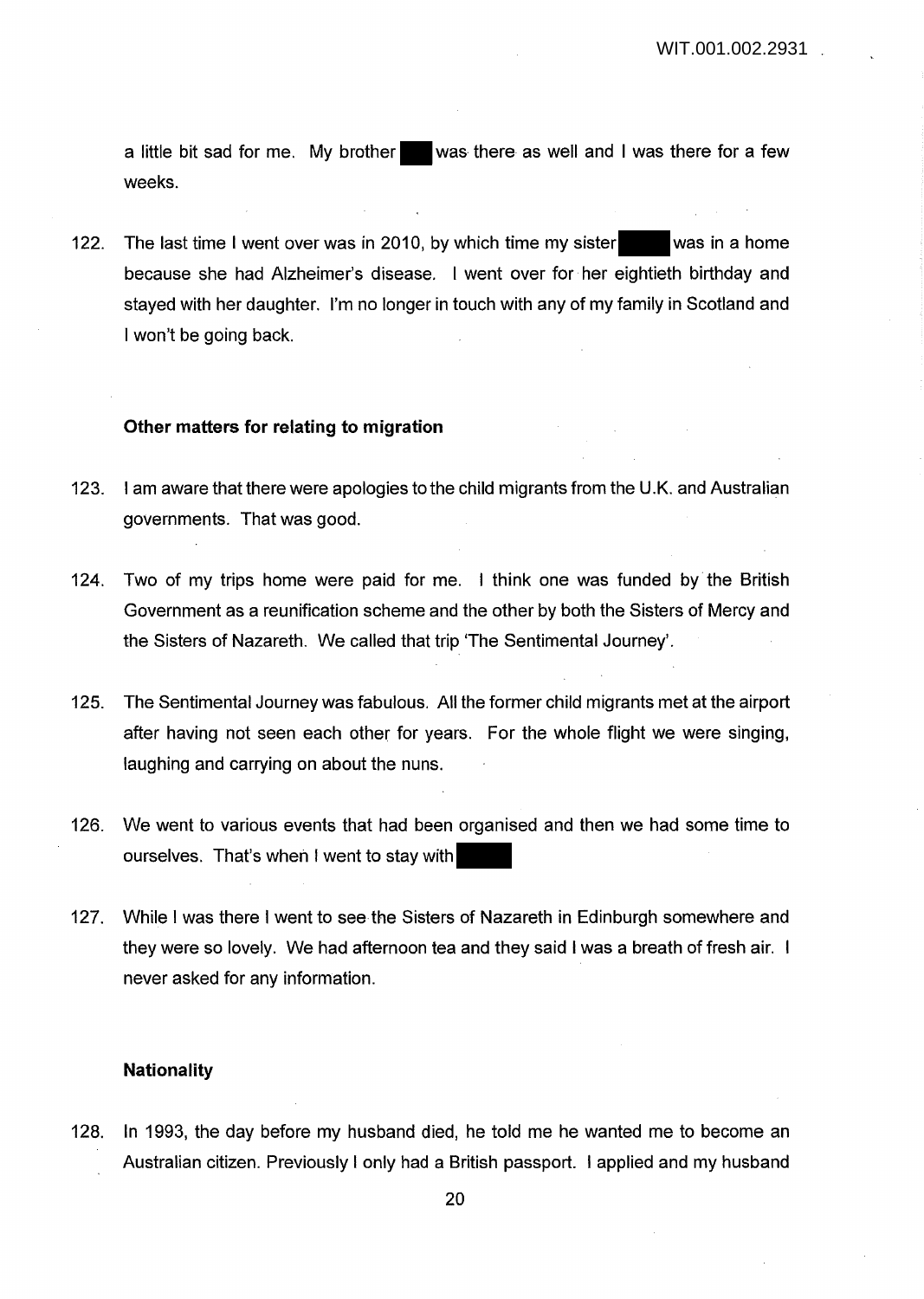a little bit sad for me. My brother was there as well and I was there for a few weeks.

122. The last time I went over was in 2010, by which time my sister was in a home because she had Alzheimer's disease. I went over for her eightieth birthday and stayed with her daughter. I'm no longer in touch with any of my family in Scotland and I won't be going back.

### Other matters for relating to migration

123. I am aware that there were apologies to the child migrants from the U.K. and Australian governments. That was good.

124. Two of my trips home were paid for me. I think one was funded by the British Government as a reunification scheme and the other by both the Sisters of Mercy and the Sisters of Nazareth. We called that trip 'The Sentimental Journey'.

125. The Sentimental Journey was fabulous. All the former child migrants met at the airport after having not seen each other for years. For the whole flight we were singing, laughing and carrying on about the nuns.

126. We went to various events that had been organised and then we had some time to ourselves. That's when I went to stay with

127. While I was there I went to see the Sisters of Nazareth in Edinburgh somewhere and they were so lovely. We had afternoon tea and they said I was a breath of fresh air. I never asked for any information.

### Nationality

128. In 1993, the day before my husband died, he told me he wanted me to become an Australian citizen. Previously I only had a British passport. I applied and my husband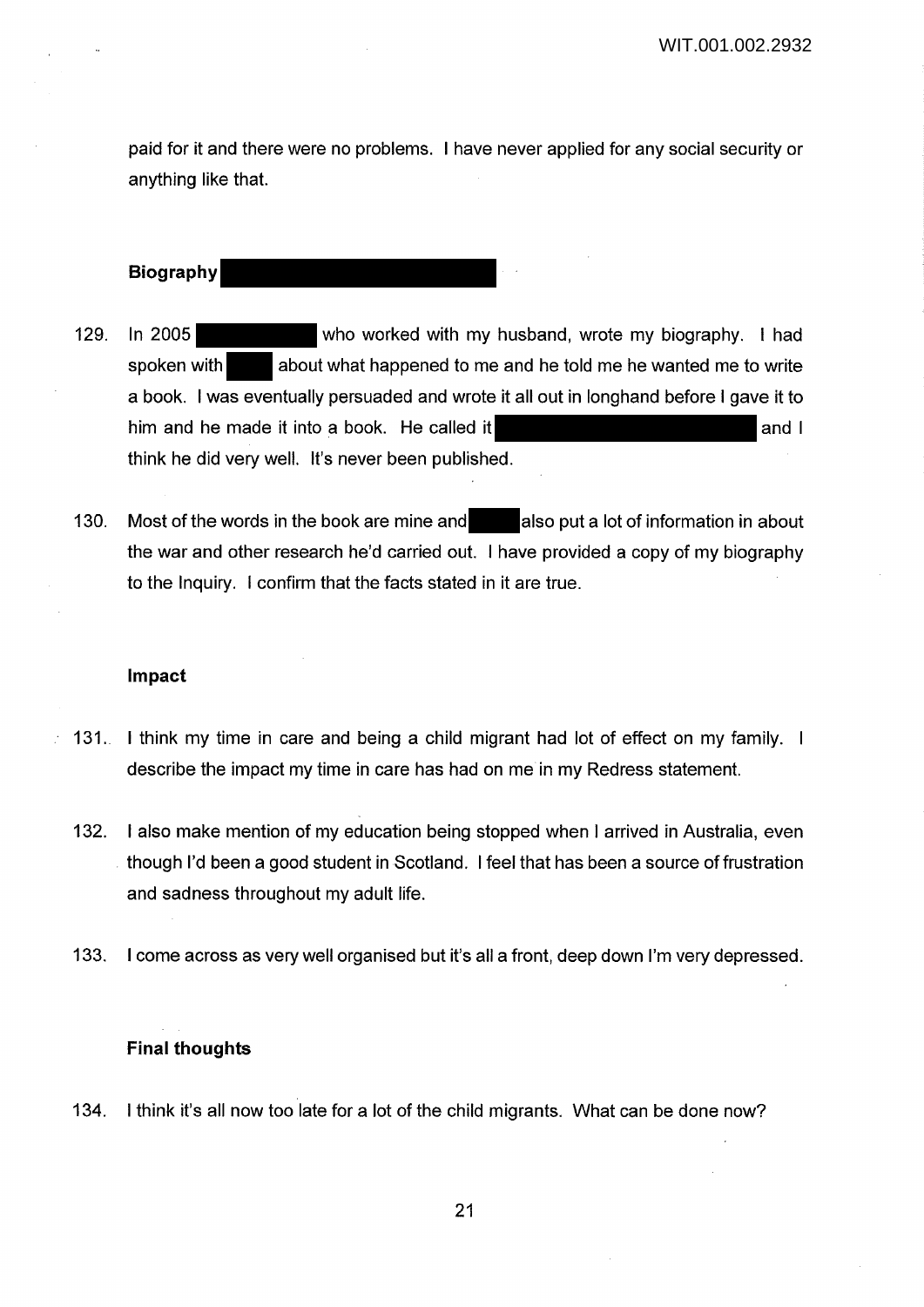paid for it and there were no problems. I have never applied for any social security or anything like that.

### Biography

129. In 2005 who worked with my husband, wrote my biography. I had spoken with about what happened to me and he told me he wanted me to write a book. I was eventually persuaded and wrote it all out in longhand before I gave it to him and he made it into a book. He called it and I think he did very well. It's never been published.

130. Most of the words in the book are mine and also put a lot of information in about the war and other research he'd carried out. I have provided a copy of my biography to the Inquiry. I confirm that the facts stated in it are true.

### Impact

131. I think my time in care and being a child migrant had lot of effect on my family. I describe the impact my time in care has had on me in my Redress statement.

132. I also make mention of my education being stopped when I arrived in Australia, even though I'd been a good student in Scotland. I feel that has been a source of frustration and sadness throughout my adult life.

133. I come across as very well organised but it's all a front, deep down I'm very depressed.

### Final thoughts

134. I think it's all now too late for a lot of the child migrants. What can be done now?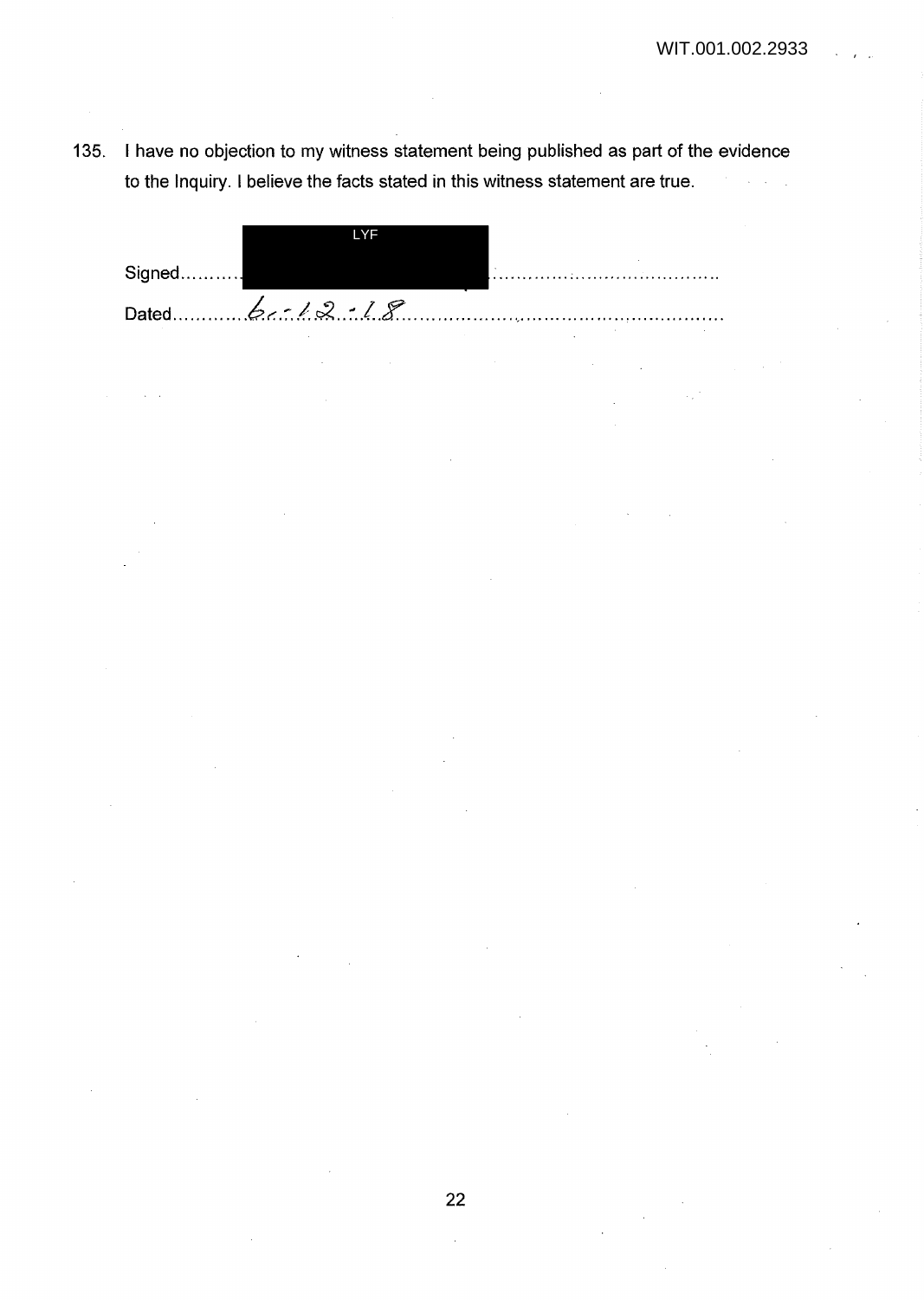135. I have no objection to my witness statement being published as part of the evidence to the Inquiry. I believe the facts stated in this witness statement are true.

Signed.......... LYF ..........................................

Dated............6-12-18..........................................................